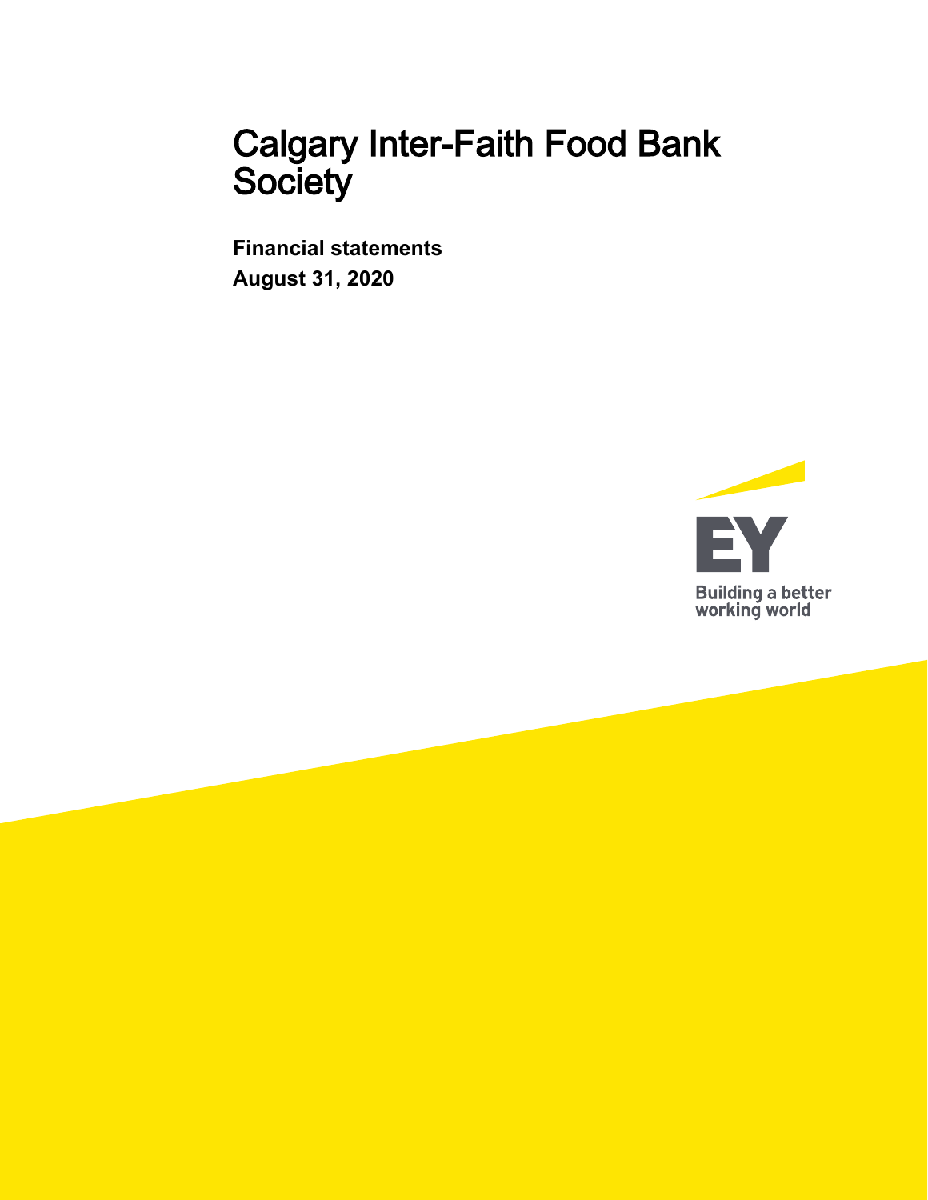# Calgary Inter-Faith Food Bank Society

**Financial statements**
**August 31, 2020**

EY

Building a better working world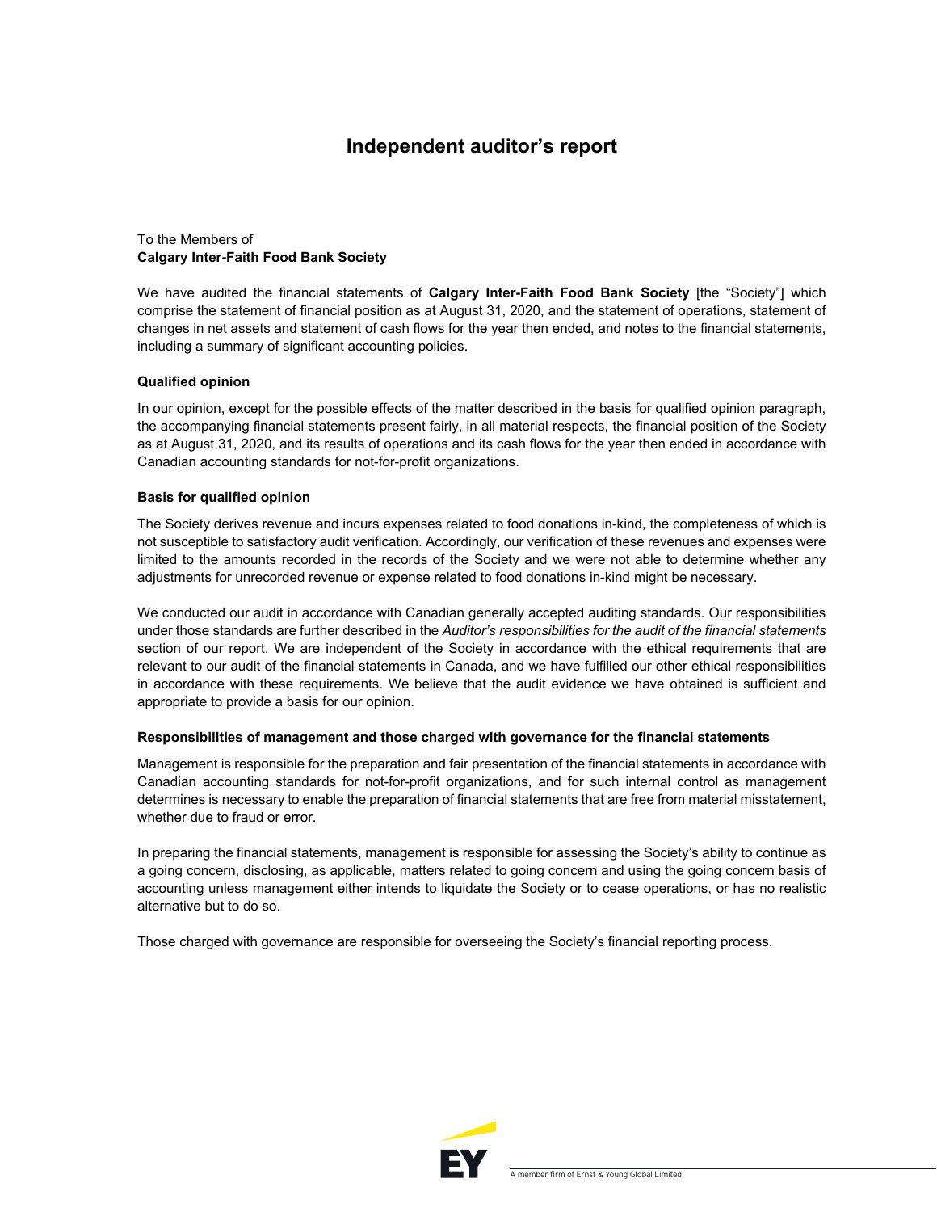# Independent auditor's report

To the Members of
**Calgary Inter-Faith Food Bank Society**

We have audited the financial statements of **Calgary Inter-Faith Food Bank Society** [the "Society"] which comprise the statement of financial position as at August 31, 2020, and the statement of operations, statement of changes in net assets and statement of cash flows for the year then ended, and notes to the financial statements, including a summary of significant accounting policies.

### Qualified opinion

In our opinion, except for the possible effects of the matter described in the basis for qualified opinion paragraph, the accompanying financial statements present fairly, in all material respects, the financial position of the Society as at August 31, 2020, and its results of operations and its cash flows for the year then ended in accordance with Canadian accounting standards for not-for-profit organizations.

### Basis for qualified opinion

The Society derives revenue and incurs expenses related to food donations in-kind, the completeness of which is not susceptible to satisfactory audit verification. Accordingly, our verification of these revenues and expenses were limited to the amounts recorded in the records of the Society and we were not able to determine whether any adjustments for unrecorded revenue or expense related to food donations in-kind might be necessary.

We conducted our audit in accordance with Canadian generally accepted auditing standards. Our responsibilities under those standards are further described in the *Auditor's responsibilities for the audit of the financial statements* section of our report. We are independent of the Society in accordance with the ethical requirements that are relevant to our audit of the financial statements in Canada, and we have fulfilled our other ethical responsibilities in accordance with these requirements. We believe that the audit evidence we have obtained is sufficient and appropriate to provide a basis for our opinion.

### Responsibilities of management and those charged with governance for the financial statements

Management is responsible for the preparation and fair presentation of the financial statements in accordance with Canadian accounting standards for not-for-profit organizations, and for such internal control as management determines is necessary to enable the preparation of financial statements that are free from material misstatement, whether due to fraud or error.

In preparing the financial statements, management is responsible for assessing the Society's ability to continue as a going concern, disclosing, as applicable, matters related to going concern and using the going concern basis of accounting unless management either intends to liquidate the Society or to cease operations, or has no realistic alternative but to do so.

Those charged with governance are responsible for overseeing the Society's financial reporting process.

A member firm of Ernst & Young Global Limited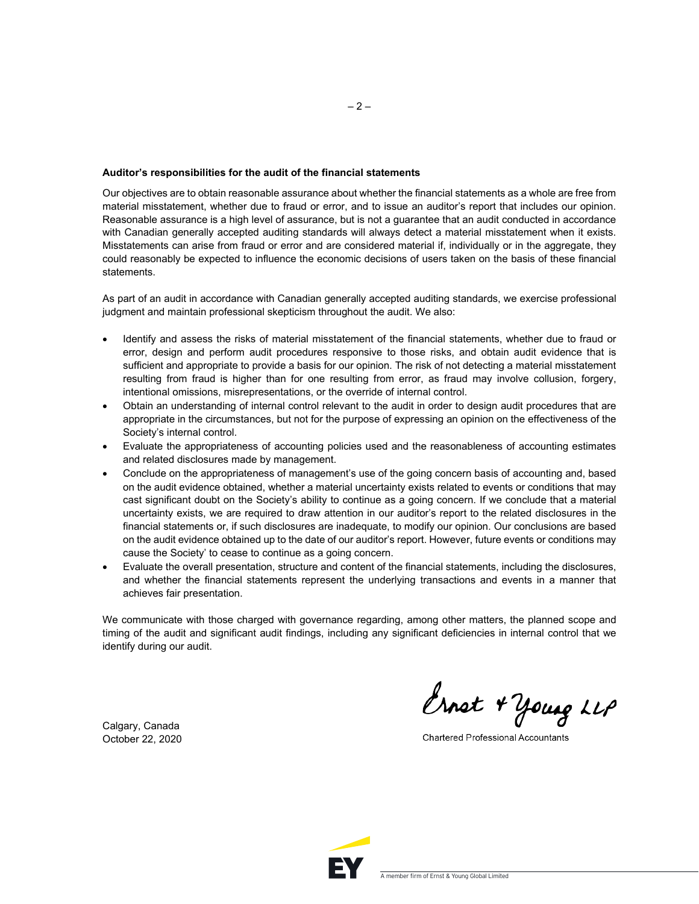**Auditor's responsibilities for the audit of the financial statements**

Our objectives are to obtain reasonable assurance about whether the financial statements as a whole are free from material misstatement, whether due to fraud or error, and to issue an auditor's report that includes our opinion. Reasonable assurance is a high level of assurance, but is not a guarantee that an audit conducted in accordance with Canadian generally accepted auditing standards will always detect a material misstatement when it exists. Misstatements can arise from fraud or error and are considered material if, individually or in the aggregate, they could reasonably be expected to influence the economic decisions of users taken on the basis of these financial statements.

As part of an audit in accordance with Canadian generally accepted auditing standards, we exercise professional judgment and maintain professional skepticism throughout the audit. We also:

- Identify and assess the risks of material misstatement of the financial statements, whether due to fraud or error, design and perform audit procedures responsive to those risks, and obtain audit evidence that is sufficient and appropriate to provide a basis for our opinion. The risk of not detecting a material misstatement resulting from fraud is higher than for one resulting from error, as fraud may involve collusion, forgery, intentional omissions, misrepresentations, or the override of internal control.
- Obtain an understanding of internal control relevant to the audit in order to design audit procedures that are appropriate in the circumstances, but not for the purpose of expressing an opinion on the effectiveness of the Society's internal control.
- Evaluate the appropriateness of accounting policies used and the reasonableness of accounting estimates and related disclosures made by management.
- Conclude on the appropriateness of management's use of the going concern basis of accounting and, based on the audit evidence obtained, whether a material uncertainty exists related to events or conditions that may cast significant doubt on the Society's ability to continue as a going concern. If we conclude that a material uncertainty exists, we are required to draw attention in our auditor's report to the related disclosures in the financial statements or, if such disclosures are inadequate, to modify our opinion. Our conclusions are based on the audit evidence obtained up to the date of our auditor's report. However, future events or conditions may cause the Society' to cease to continue as a going concern.
- Evaluate the overall presentation, structure and content of the financial statements, including the disclosures, and whether the financial statements represent the underlying transactions and events in a manner that achieves fair presentation.

We communicate with those charged with governance regarding, among other matters, the planned scope and timing of the audit and significant audit findings, including any significant deficiencies in internal control that we identify during our audit.

Ernst & Young LLP

Chartered Professional Accountants

Calgary, Canada
October 22, 2020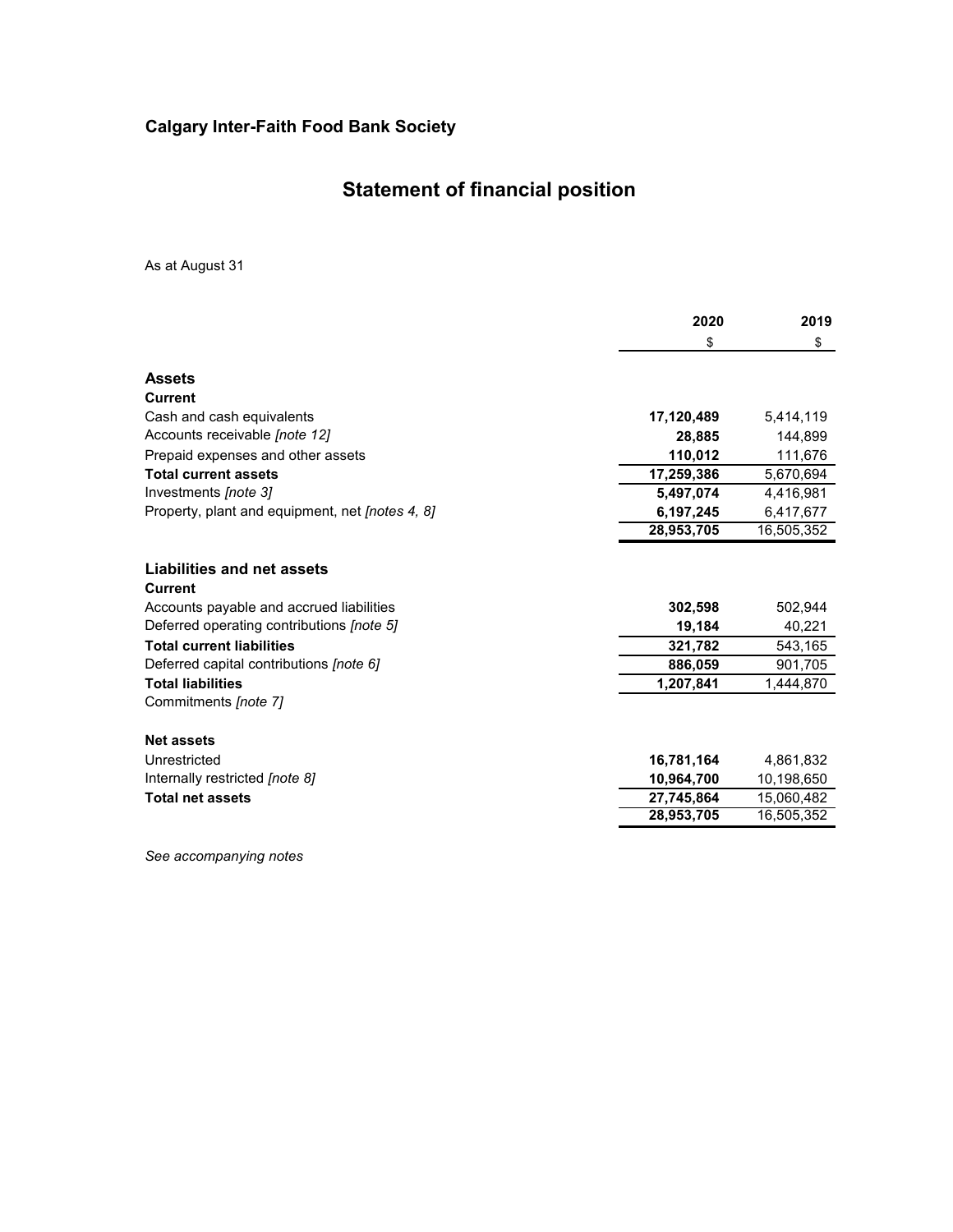## Calgary Inter-Faith Food Bank Society

# Statement of financial position

As at August 31

| | 2020 | 2019 |
|---|---|---|
| | $ | $ |
| **Assets** | | |
| **Current** | | |
| Cash and cash equivalents | **17,120,489** | 5,414,119 |
| Accounts receivable *[note 12]* | **28,885** | 144,899 |
| Prepaid expenses and other assets | **110,012** | 111,676 |
| **Total current assets** | **17,259,386** | 5,670,694 |
| Investments *[note 3]* | **5,497,074** | 4,416,981 |
| Property, plant and equipment, net *[notes 4, 8]* | **6,197,245** | 6,417,677 |
| | **28,953,705** | 16,505,352 |
| **Liabilities and net assets** | | |
| **Current** | | |
| Accounts payable and accrued liabilities | **302,598** | 502,944 |
| Deferred operating contributions *[note 5]* | **19,184** | 40,221 |
| **Total current liabilities** | **321,782** | 543,165 |
| Deferred capital contributions *[note 6]* | **886,059** | 901,705 |
| **Total liabilities** | **1,207,841** | 1,444,870 |
| Commitments *[note 7]* | | |
| **Net assets** | | |
| Unrestricted | **16,781,164** | 4,861,832 |
| Internally restricted *[note 8]* | **10,964,700** | 10,198,650 |
| **Total net assets** | **27,745,864** | 15,060,482 |
| | **28,953,705** | 16,505,352 |

*See accompanying notes*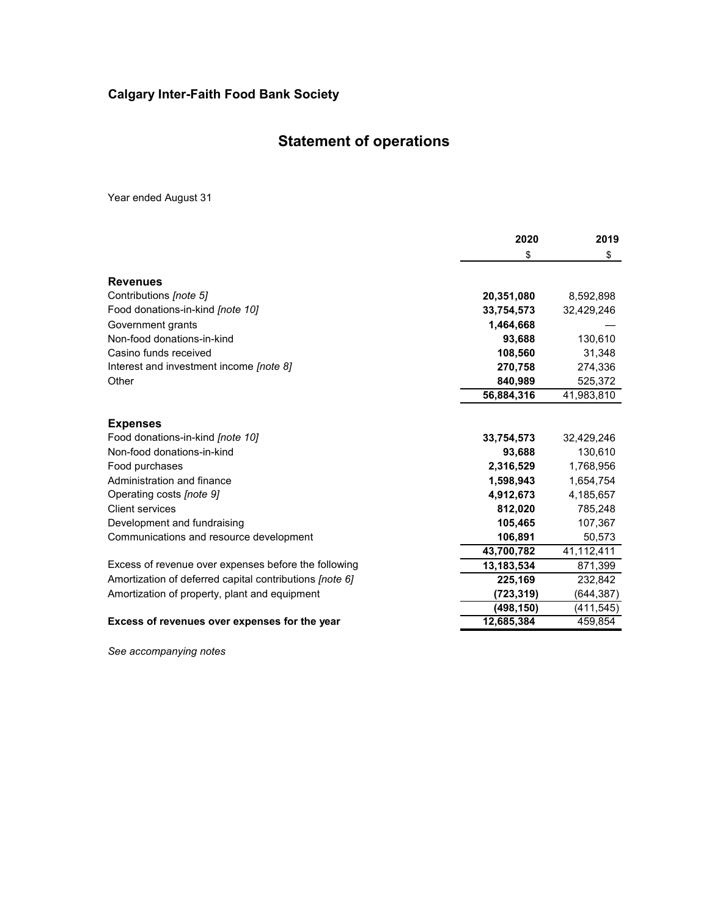# Calgary Inter-Faith Food Bank Society

## Statement of operations

Year ended August 31

| | 2020 | 2019 |
|---|---|---|
| | $ | $ |
| **Revenues** | | |
| Contributions *[note 5]* | **20,351,080** | 8,592,898 |
| Food donations-in-kind *[note 10]* | **33,754,573** | 32,429,246 |
| Government grants | **1,464,668** | — |
| Non-food donations-in-kind | **93,688** | 130,610 |
| Casino funds received | **108,560** | 31,348 |
| Interest and investment income *[note 8]* | **270,758** | 274,336 |
| Other | **840,989** | 525,372 |
| | **56,884,316** | 41,983,810 |
| **Expenses** | | |
| Food donations-in-kind *[note 10]* | **33,754,573** | 32,429,246 |
| Non-food donations-in-kind | **93,688** | 130,610 |
| Food purchases | **2,316,529** | 1,768,956 |
| Administration and finance | **1,598,943** | 1,654,754 |
| Operating costs *[note 9]* | **4,912,673** | 4,185,657 |
| Client services | **812,020** | 785,248 |
| Development and fundraising | **105,465** | 107,367 |
| Communications and resource development | **106,891** | 50,573 |
| | **43,700,782** | 41,112,411 |
| Excess of revenue over expenses before the following | **13,183,534** | 871,399 |
| Amortization of deferred capital contributions *[note 6]* | **225,169** | 232,842 |
| Amortization of property, plant and equipment | **(723,319)** | (644,387) |
| | **(498,150)** | (411,545) |
| **Excess of revenues over expenses for the year** | **12,685,384** | 459,854 |

*See accompanying notes*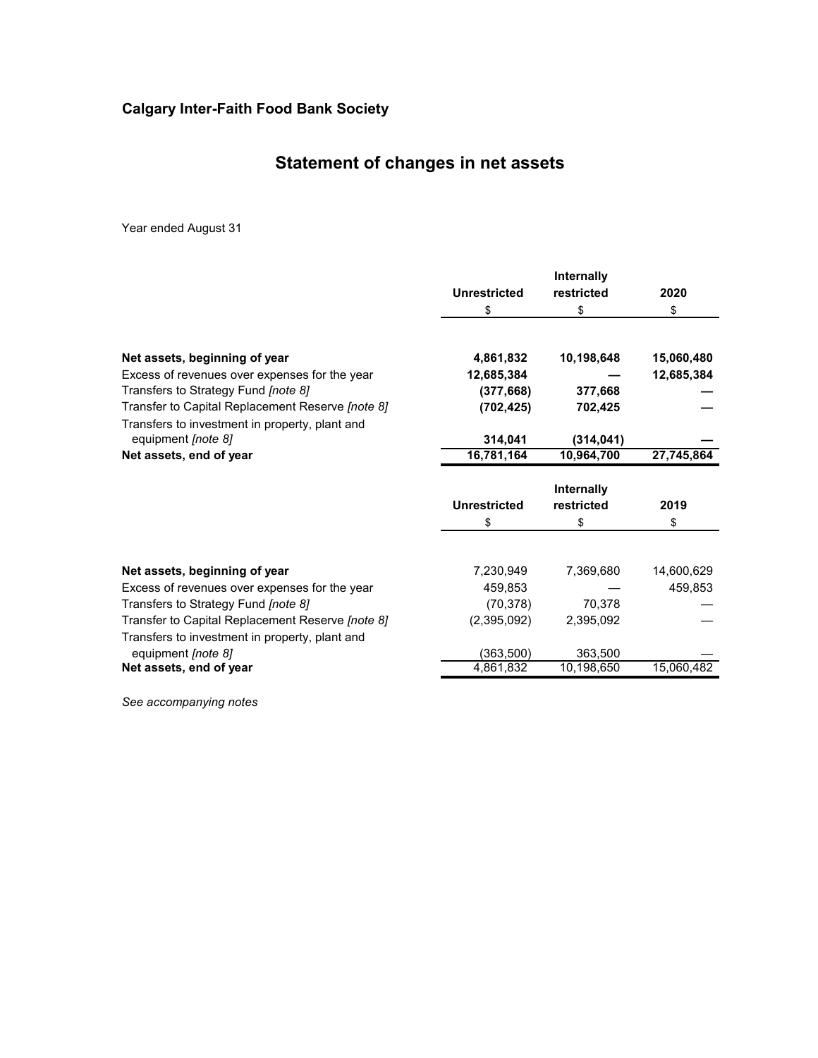## Calgary Inter-Faith Food Bank Society

# Statement of changes in net assets

Year ended August 31

| | Unrestricted | Internally restricted | 2020 |
|---|---|---|---|
| | $ | $ | $ |
| **Net assets, beginning of year** | **4,861,832** | **10,198,648** | **15,060,480** |
| Excess of revenues over expenses for the year | **12,685,384** | **—** | **12,685,384** |
| Transfers to Strategy Fund *[note 8]* | **(377,668)** | **377,668** | **—** |
| Transfer to Capital Replacement Reserve *[note 8]* | **(702,425)** | **702,425** | **—** |
| Transfers to investment in property, plant and equipment *[note 8]* | **314,041** | **(314,041)** | **—** |
| **Net assets, end of year** | **16,781,164** | **10,964,700** | **27,745,864** |

| | Unrestricted | Internally restricted | 2019 |
|---|---|---|---|
| | $ | $ | $ |
| **Net assets, beginning of year** | 7,230,949 | 7,369,680 | 14,600,629 |
| Excess of revenues over expenses for the year | 459,853 | — | 459,853 |
| Transfers to Strategy Fund *[note 8]* | (70,378) | 70,378 | — |
| Transfer to Capital Replacement Reserve *[note 8]* | (2,395,092) | 2,395,092 | — |
| Transfers to investment in property, plant and equipment *[note 8]* | (363,500) | 363,500 | — |
| **Net assets, end of year** | 4,861,832 | 10,198,650 | 15,060,482 |

*See accompanying notes*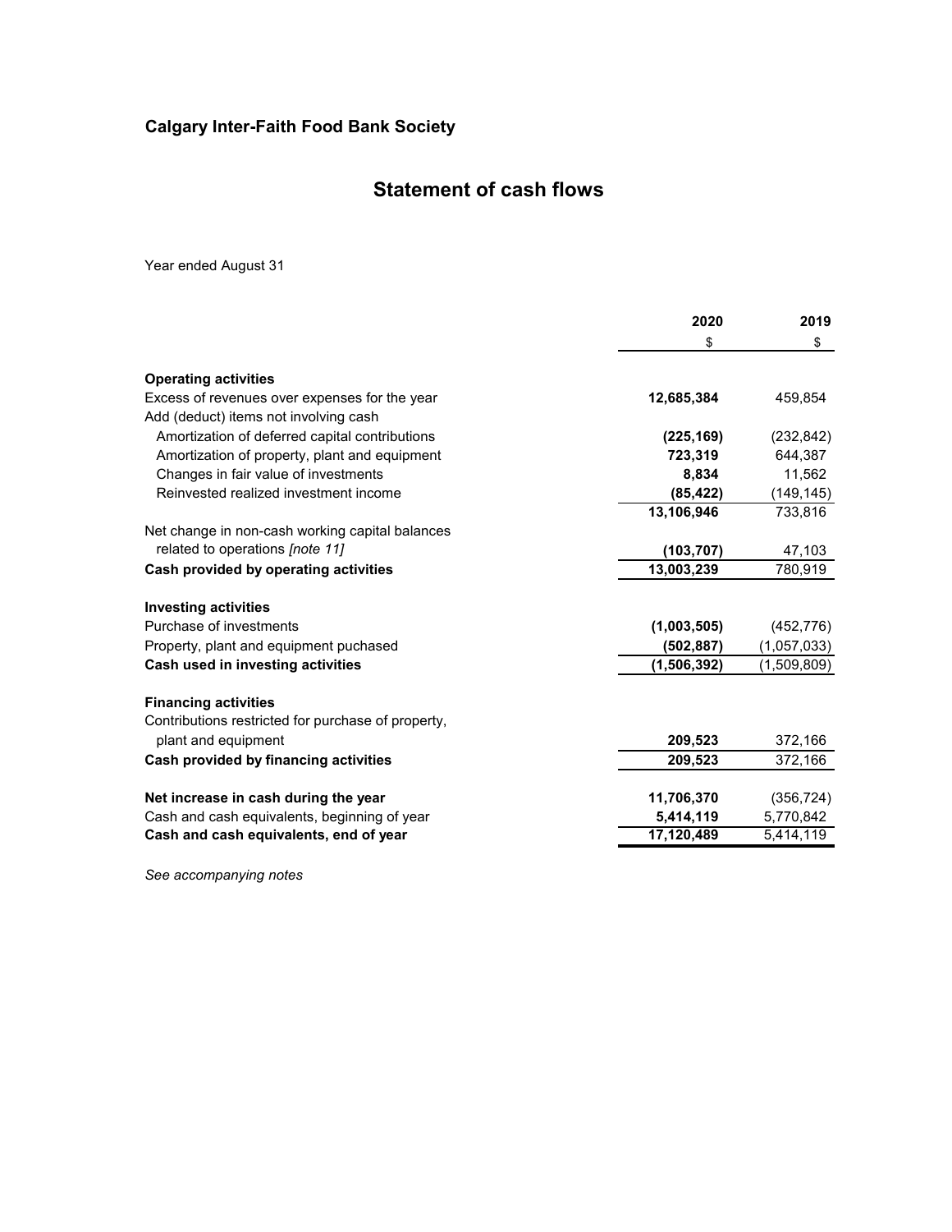## Calgary Inter-Faith Food Bank Society

# Statement of cash flows

Year ended August 31

| | 2020 | 2019 |
|---|---|---|
| | $ | $ |
| **Operating activities** | | |
| Excess of revenues over expenses for the year | **12,685,384** | 459,854 |
| Add (deduct) items not involving cash | | |
| Amortization of deferred capital contributions | **(225,169)** | (232,842) |
| Amortization of property, plant and equipment | **723,319** | 644,387 |
| Changes in fair value of investments | **8,834** | 11,562 |
| Reinvested realized investment income | **(85,422)** | (149,145) |
| | **13,106,946** | 733,816 |
| Net change in non-cash working capital balances related to operations *[note 11]* | **(103,707)** | 47,103 |
| **Cash provided by operating activities** | **13,003,239** | 780,919 |
| **Investing activities** | | |
| Purchase of investments | **(1,003,505)** | (452,776) |
| Property, plant and equipment puchased | **(502,887)** | (1,057,033) |
| **Cash used in investing activities** | **(1,506,392)** | (1,509,809) |
| **Financing activities** | | |
| Contributions restricted for purchase of property, plant and equipment | **209,523** | 372,166 |
| **Cash provided by financing activities** | **209,523** | 372,166 |
| **Net increase in cash during the year** | **11,706,370** | (356,724) |
| Cash and cash equivalents, beginning of year | **5,414,119** | 5,770,842 |
| **Cash and cash equivalents, end of year** | **17,120,489** | 5,414,119 |

*See accompanying notes*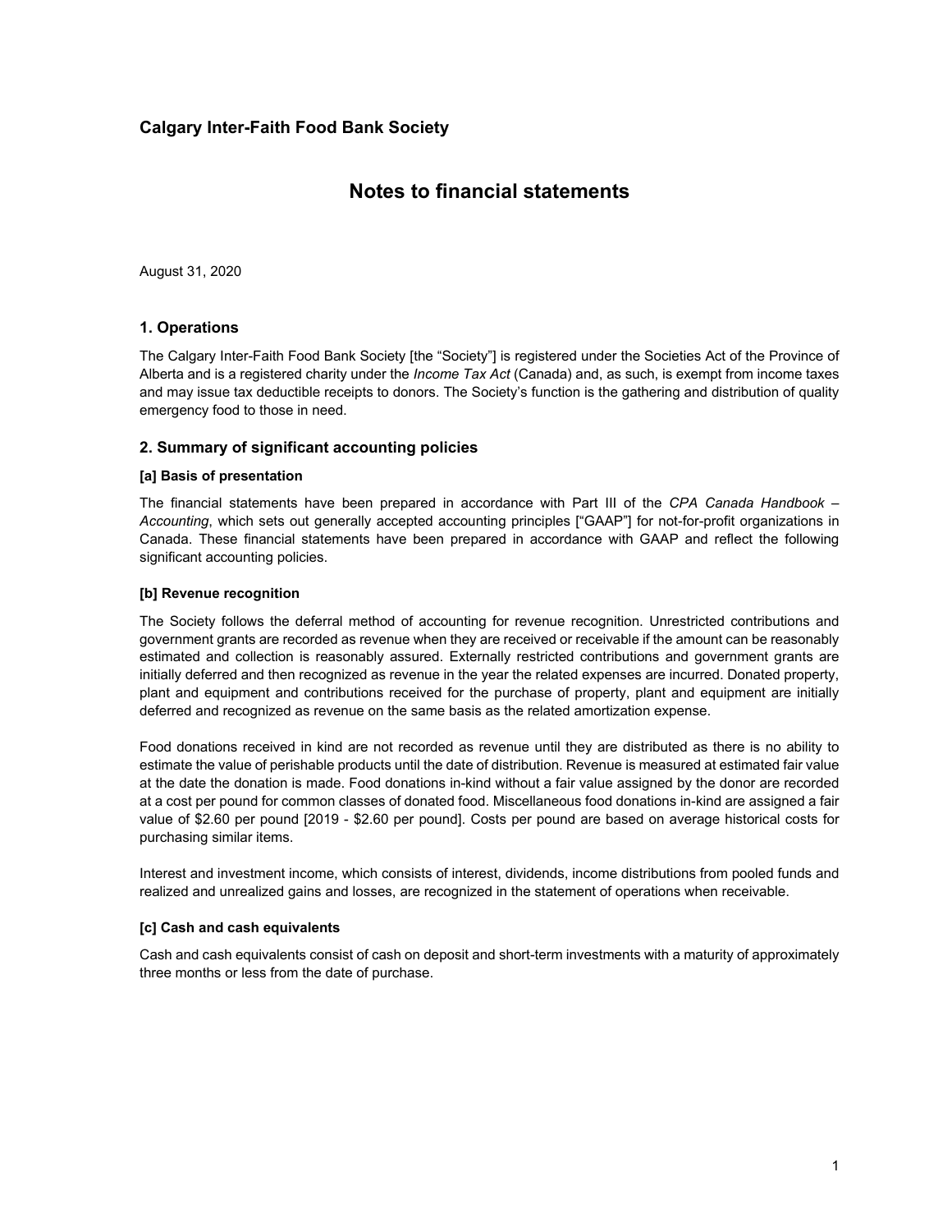## Calgary Inter-Faith Food Bank Society

# Notes to financial statements

August 31, 2020

### 1. Operations

The Calgary Inter-Faith Food Bank Society [the "Society"] is registered under the Societies Act of the Province of Alberta and is a registered charity under the *Income Tax Act* (Canada) and, as such, is exempt from income taxes and may issue tax deductible receipts to donors. The Society's function is the gathering and distribution of quality emergency food to those in need.

### 2. Summary of significant accounting policies

#### [a] Basis of presentation

The financial statements have been prepared in accordance with Part III of the *CPA Canada Handbook – Accounting*, which sets out generally accepted accounting principles ["GAAP"] for not-for-profit organizations in Canada. These financial statements have been prepared in accordance with GAAP and reflect the following significant accounting policies.

#### [b] Revenue recognition

The Society follows the deferral method of accounting for revenue recognition. Unrestricted contributions and government grants are recorded as revenue when they are received or receivable if the amount can be reasonably estimated and collection is reasonably assured. Externally restricted contributions and government grants are initially deferred and then recognized as revenue in the year the related expenses are incurred. Donated property, plant and equipment and contributions received for the purchase of property, plant and equipment are initially deferred and recognized as revenue on the same basis as the related amortization expense.

Food donations received in kind are not recorded as revenue until they are distributed as there is no ability to estimate the value of perishable products until the date of distribution. Revenue is measured at estimated fair value at the date the donation is made. Food donations in-kind without a fair value assigned by the donor are recorded at a cost per pound for common classes of donated food. Miscellaneous food donations in-kind are assigned a fair value of $2.60 per pound [2019 - $2.60 per pound]. Costs per pound are based on average historical costs for purchasing similar items.

Interest and investment income, which consists of interest, dividends, income distributions from pooled funds and realized and unrealized gains and losses, are recognized in the statement of operations when receivable.

#### [c] Cash and cash equivalents

Cash and cash equivalents consist of cash on deposit and short-term investments with a maturity of approximately three months or less from the date of purchase.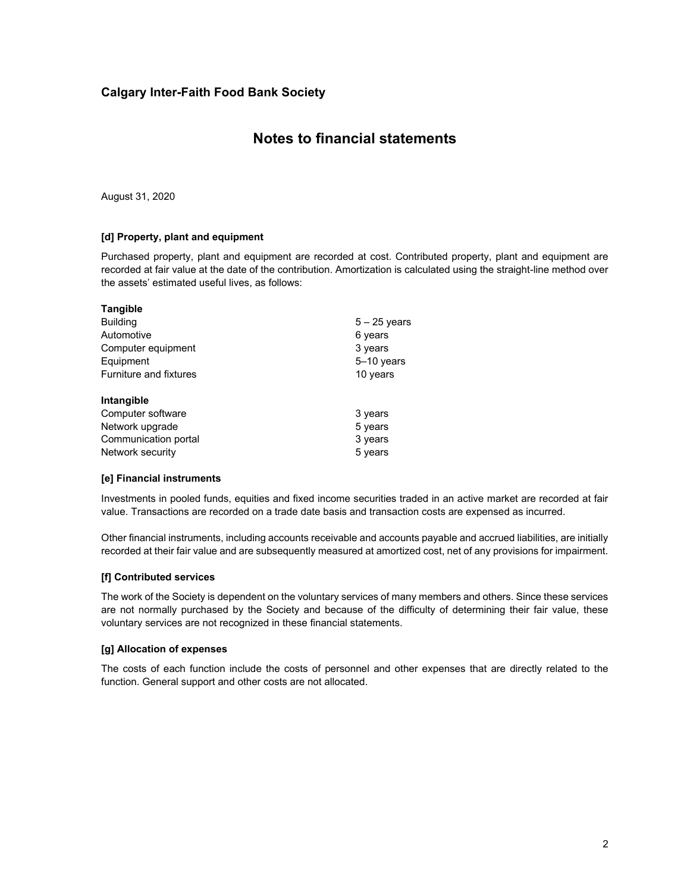# Calgary Inter-Faith Food Bank Society

## Notes to financial statements

August 31, 2020

### [d] Property, plant and equipment

Purchased property, plant and equipment are recorded at cost. Contributed property, plant and equipment are recorded at fair value at the date of the contribution. Amortization is calculated using the straight-line method over the assets' estimated useful lives, as follows:

| | |
|---|---|
| **Tangible** | |
| Building | 5 – 25 years |
| Automotive | 6 years |
| Computer equipment | 3 years |
| Equipment | 5–10 years |
| Furniture and fixtures | 10 years |
| | |
| **Intangible** | |
| Computer software | 3 years |
| Network upgrade | 5 years |
| Communication portal | 3 years |
| Network security | 5 years |

### [e] Financial instruments

Investments in pooled funds, equities and fixed income securities traded in an active market are recorded at fair value. Transactions are recorded on a trade date basis and transaction costs are expensed as incurred.

Other financial instruments, including accounts receivable and accounts payable and accrued liabilities, are initially recorded at their fair value and are subsequently measured at amortized cost, net of any provisions for impairment.

### [f] Contributed services

The work of the Society is dependent on the voluntary services of many members and others. Since these services are not normally purchased by the Society and because of the difficulty of determining their fair value, these voluntary services are not recognized in these financial statements.

### [g] Allocation of expenses

The costs of each function include the costs of personnel and other expenses that are directly related to the function. General support and other costs are not allocated.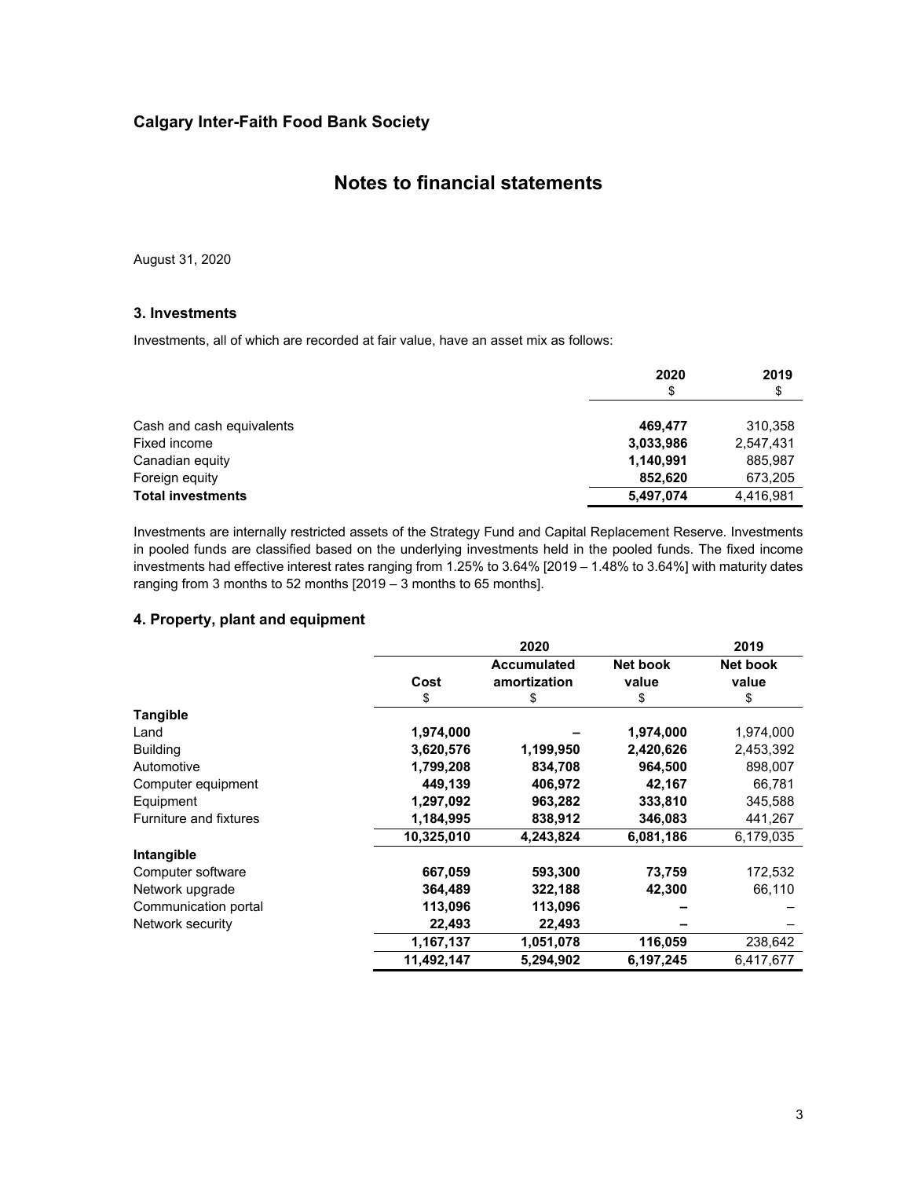## Calgary Inter-Faith Food Bank Society

# Notes to financial statements

August 31, 2020

### 3. Investments

Investments, all of which are recorded at fair value, have an asset mix as follows:

| | 2020 | 2019 |
|---|---|---|
| | $ | $ |
| Cash and cash equivalents | **469,477** | 310,358 |
| Fixed income | **3,033,986** | 2,547,431 |
| Canadian equity | **1,140,991** | 885,987 |
| Foreign equity | **852,620** | 673,205 |
| **Total investments** | **5,497,074** | 4,416,981 |

Investments are internally restricted assets of the Strategy Fund and Capital Replacement Reserve. Investments in pooled funds are classified based on the underlying investments held in the pooled funds. The fixed income investments had effective interest rates ranging from 1.25% to 3.64% [2019 – 1.48% to 3.64%] with maturity dates ranging from 3 months to 52 months [2019 – 3 months to 65 months].

### 4. Property, plant and equipment

| | 2020 | | | 2019 |
|---|---|---|---|---|
| | Cost | Accumulated amortization | Net book value | Net book value |
| | $ | $ | $ | $ |
| **Tangible** | | | | |
| Land | **1,974,000** | **–** | **1,974,000** | 1,974,000 |
| Building | **3,620,576** | **1,199,950** | **2,420,626** | 2,453,392 |
| Automotive | **1,799,208** | **834,708** | **964,500** | 898,007 |
| Computer equipment | **449,139** | **406,972** | **42,167** | 66,781 |
| Equipment | **1,297,092** | **963,282** | **333,810** | 345,588 |
| Furniture and fixtures | **1,184,995** | **838,912** | **346,083** | 441,267 |
| | **10,325,010** | **4,243,824** | **6,081,186** | 6,179,035 |
| **Intangible** | | | | |
| Computer software | **667,059** | **593,300** | **73,759** | 172,532 |
| Network upgrade | **364,489** | **322,188** | **42,300** | 66,110 |
| Communication portal | **113,096** | **113,096** | **–** | – |
| Network security | **22,493** | **22,493** | **–** | – |
| | **1,167,137** | **1,051,078** | **116,059** | 238,642 |
| | **11,492,147** | **5,294,902** | **6,197,245** | 6,417,677 |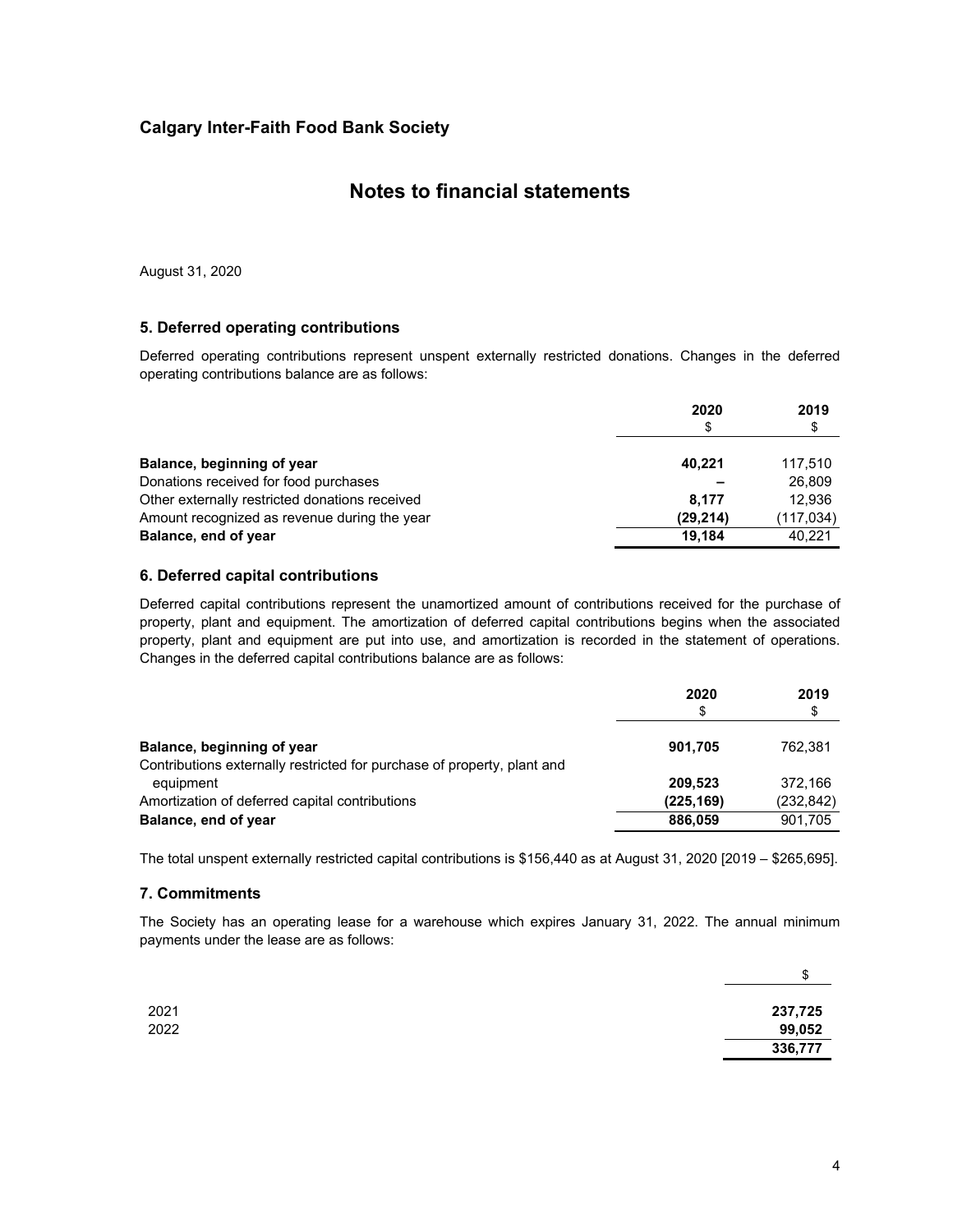## Calgary Inter-Faith Food Bank Society

# Notes to financial statements

August 31, 2020

### 5. Deferred operating contributions

Deferred operating contributions represent unspent externally restricted donations. Changes in the deferred operating contributions balance are as follows:

| | 2020 $ | 2019 $ |
|---|---|---|
| **Balance, beginning of year** | **40,221** | 117,510 |
| Donations received for food purchases | **–** | 26,809 |
| Other externally restricted donations received | **8,177** | 12,936 |
| Amount recognized as revenue during the year | **(29,214)** | (117,034) |
| **Balance, end of year** | **19,184** | 40,221 |

### 6. Deferred capital contributions

Deferred capital contributions represent the unamortized amount of contributions received for the purchase of property, plant and equipment. The amortization of deferred capital contributions begins when the associated property, plant and equipment are put into use, and amortization is recorded in the statement of operations. Changes in the deferred capital contributions balance are as follows:

| | 2020 $ | 2019 $ |
|---|---|---|
| **Balance, beginning of year** | **901,705** | 762,381 |
| Contributions externally restricted for purchase of property, plant and equipment | **209,523** | 372,166 |
| Amortization of deferred capital contributions | **(225,169)** | (232,842) |
| **Balance, end of year** | **886,059** | 901,705 |

The total unspent externally restricted capital contributions is $156,440 as at August 31, 2020 [2019 – $265,695].

### 7. Commitments

The Society has an operating lease for a warehouse which expires January 31, 2022. The annual minimum payments under the lease are as follows:

| | $ |
|---|---|
| 2021 | **237,725** |
| 2022 | **99,052** |
| | **336,777** |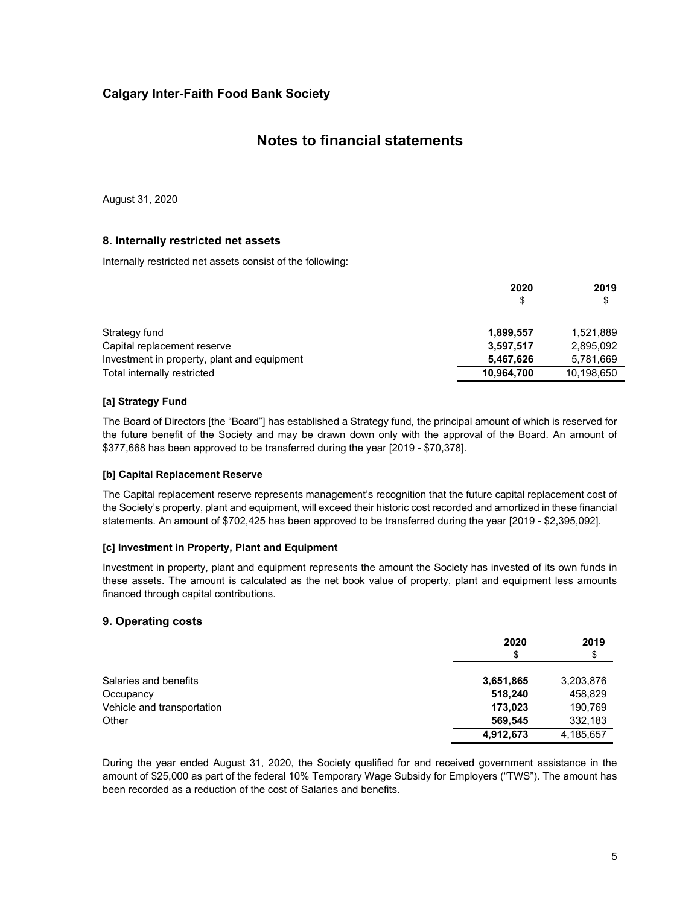## Calgary Inter-Faith Food Bank Society

# Notes to financial statements

August 31, 2020

### 8. Internally restricted net assets

Internally restricted net assets consist of the following:

| | 2020<br>$ | 2019<br>$ |
|---|---|---|
| Strategy fund | **1,899,557** | 1,521,889 |
| Capital replacement reserve | **3,597,517** | 2,895,092 |
| Investment in property, plant and equipment | **5,467,626** | 5,781,669 |
| Total internally restricted | **10,964,700** | 10,198,650 |

**[a] Strategy Fund**

The Board of Directors [the "Board"] has established a Strategy fund, the principal amount of which is reserved for the future benefit of the Society and may be drawn down only with the approval of the Board. An amount of $377,668 has been approved to be transferred during the year [2019 - $70,378].

**[b] Capital Replacement Reserve**

The Capital replacement reserve represents management's recognition that the future capital replacement cost of the Society's property, plant and equipment, will exceed their historic cost recorded and amortized in these financial statements. An amount of $702,425 has been approved to be transferred during the year [2019 - $2,395,092].

**[c] Investment in Property, Plant and Equipment**

Investment in property, plant and equipment represents the amount the Society has invested of its own funds in these assets. The amount is calculated as the net book value of property, plant and equipment less amounts financed through capital contributions.

### 9. Operating costs

| | 2020<br>$ | 2019<br>$ |
|---|---|---|
| Salaries and benefits | **3,651,865** | 3,203,876 |
| Occupancy | **518,240** | 458,829 |
| Vehicle and transportation | **173,023** | 190,769 |
| Other | **569,545** | 332,183 |
| | **4,912,673** | 4,185,657 |

During the year ended August 31, 2020, the Society qualified for and received government assistance in the amount of $25,000 as part of the federal 10% Temporary Wage Subsidy for Employers ("TWS"). The amount has been recorded as a reduction of the cost of Salaries and benefits.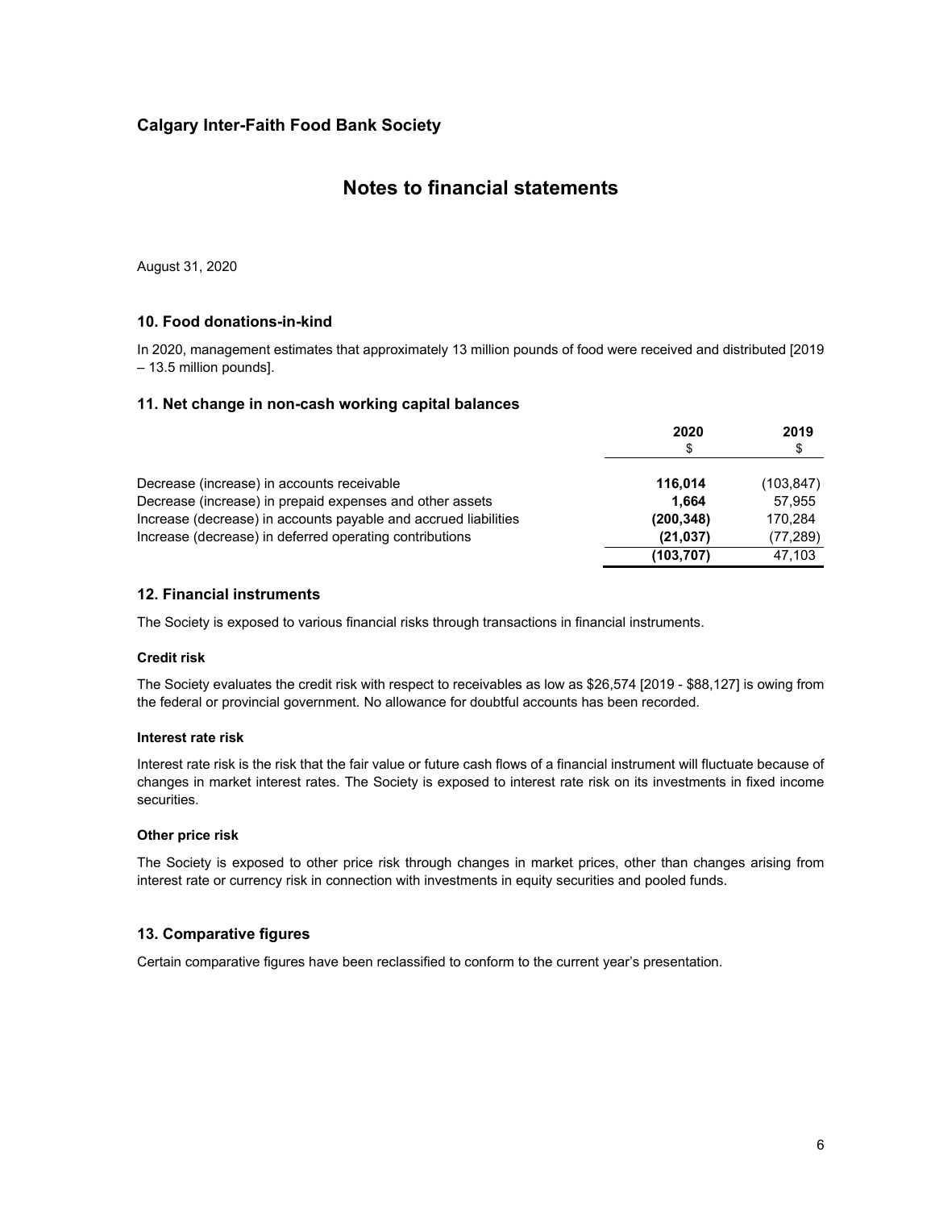## Calgary Inter-Faith Food Bank Society

# Notes to financial statements

August 31, 2020

### 10. Food donations-in-kind

In 2020, management estimates that approximately 13 million pounds of food were received and distributed [2019 – 13.5 million pounds].

### 11. Net change in non-cash working capital balances

| | 2020<br>$ | 2019<br>$ |
|---|---|---|
| Decrease (increase) in accounts receivable | **116,014** | (103,847) |
| Decrease (increase) in prepaid expenses and other assets | **1,664** | 57,955 |
| Increase (decrease) in accounts payable and accrued liabilities | **(200,348)** | 170,284 |
| Increase (decrease) in deferred operating contributions | **(21,037)** | (77,289) |
| | **(103,707)** | 47,103 |

### 12. Financial instruments

The Society is exposed to various financial risks through transactions in financial instruments.

#### Credit risk

The Society evaluates the credit risk with respect to receivables as low as $26,574 [2019 - $88,127] is owing from the federal or provincial government. No allowance for doubtful accounts has been recorded.

#### Interest rate risk

Interest rate risk is the risk that the fair value or future cash flows of a financial instrument will fluctuate because of changes in market interest rates. The Society is exposed to interest rate risk on its investments in fixed income securities.

#### Other price risk

The Society is exposed to other price risk through changes in market prices, other than changes arising from interest rate or currency risk in connection with investments in equity securities and pooled funds.

### 13. Comparative figures

Certain comparative figures have been reclassified to conform to the current year's presentation.